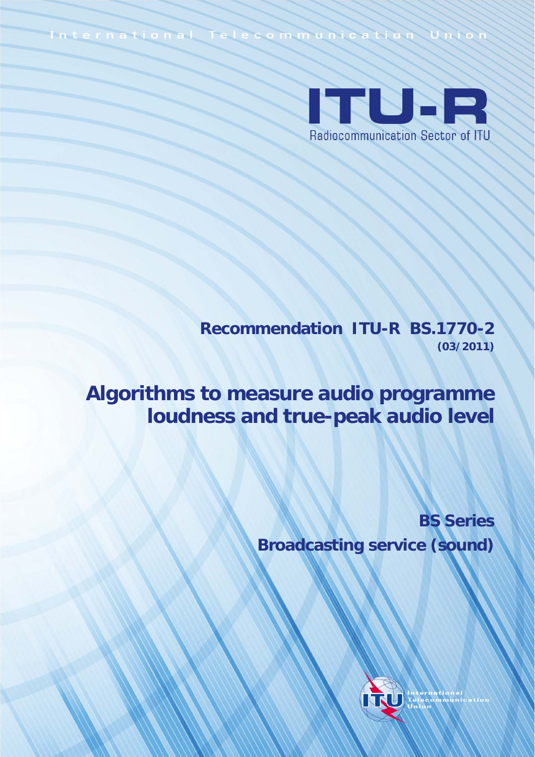International Telecommunication Union

# ITU-R

Radiocommunication Sector of ITU

**Recommendation ITU-R BS.1770-2**
**(03/2011)**

# Algorithms to measure audio programme loudness and true-peak audio level

**BS Series**
**Broadcasting service (sound)**

International Telecommunication Union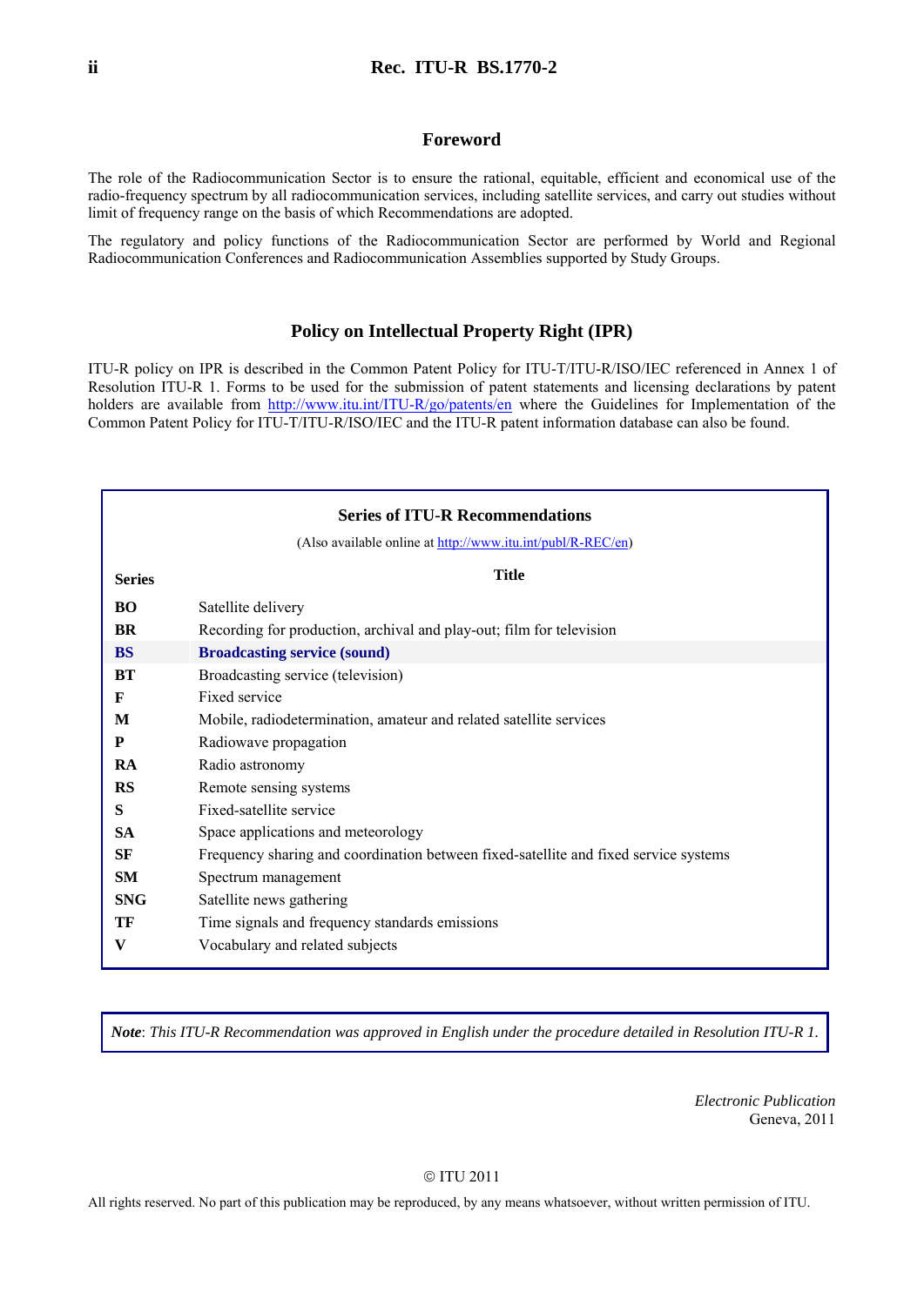## Foreword

The role of the Radiocommunication Sector is to ensure the rational, equitable, efficient and economical use of the radio-frequency spectrum by all radiocommunication services, including satellite services, and carry out studies without limit of frequency range on the basis of which Recommendations are adopted.

The regulatory and policy functions of the Radiocommunication Sector are performed by World and Regional Radiocommunication Conferences and Radiocommunication Assemblies supported by Study Groups.

## Policy on Intellectual Property Right (IPR)

ITU-R policy on IPR is described in the Common Patent Policy for ITU-T/ITU-R/ISO/IEC referenced in Annex 1 of Resolution ITU-R 1. Forms to be used for the submission of patent statements and licensing declarations by patent holders are available from http://www.itu.int/ITU-R/go/patents/en where the Guidelines for Implementation of the Common Patent Policy for ITU-T/ITU-R/ISO/IEC and the ITU-R patent information database can also be found.

### Series of ITU-R Recommendations

(Also available online at http://www.itu.int/publ/R-REC/en)

| Series | Title |
|---|---|
| **BO** | Satellite delivery |
| **BR** | Recording for production, archival and play-out; film for television |
| **BS** | **Broadcasting service (sound)** |
| **BT** | Broadcasting service (television) |
| **F** | Fixed service |
| **M** | Mobile, radiodetermination, amateur and related satellite services |
| **P** | Radiowave propagation |
| **RA** | Radio astronomy |
| **RS** | Remote sensing systems |
| **S** | Fixed-satellite service |
| **SA** | Space applications and meteorology |
| **SF** | Frequency sharing and coordination between fixed-satellite and fixed service systems |
| **SM** | Spectrum management |
| **SNG** | Satellite news gathering |
| **TF** | Time signals and frequency standards emissions |
| **V** | Vocabulary and related subjects |

***Note**: This ITU-R Recommendation was approved in English under the procedure detailed in Resolution ITU-R 1.*

*Electronic Publication*
Geneva, 2011

© ITU 2011

All rights reserved. No part of this publication may be reproduced, by any means whatsoever, without written permission of ITU.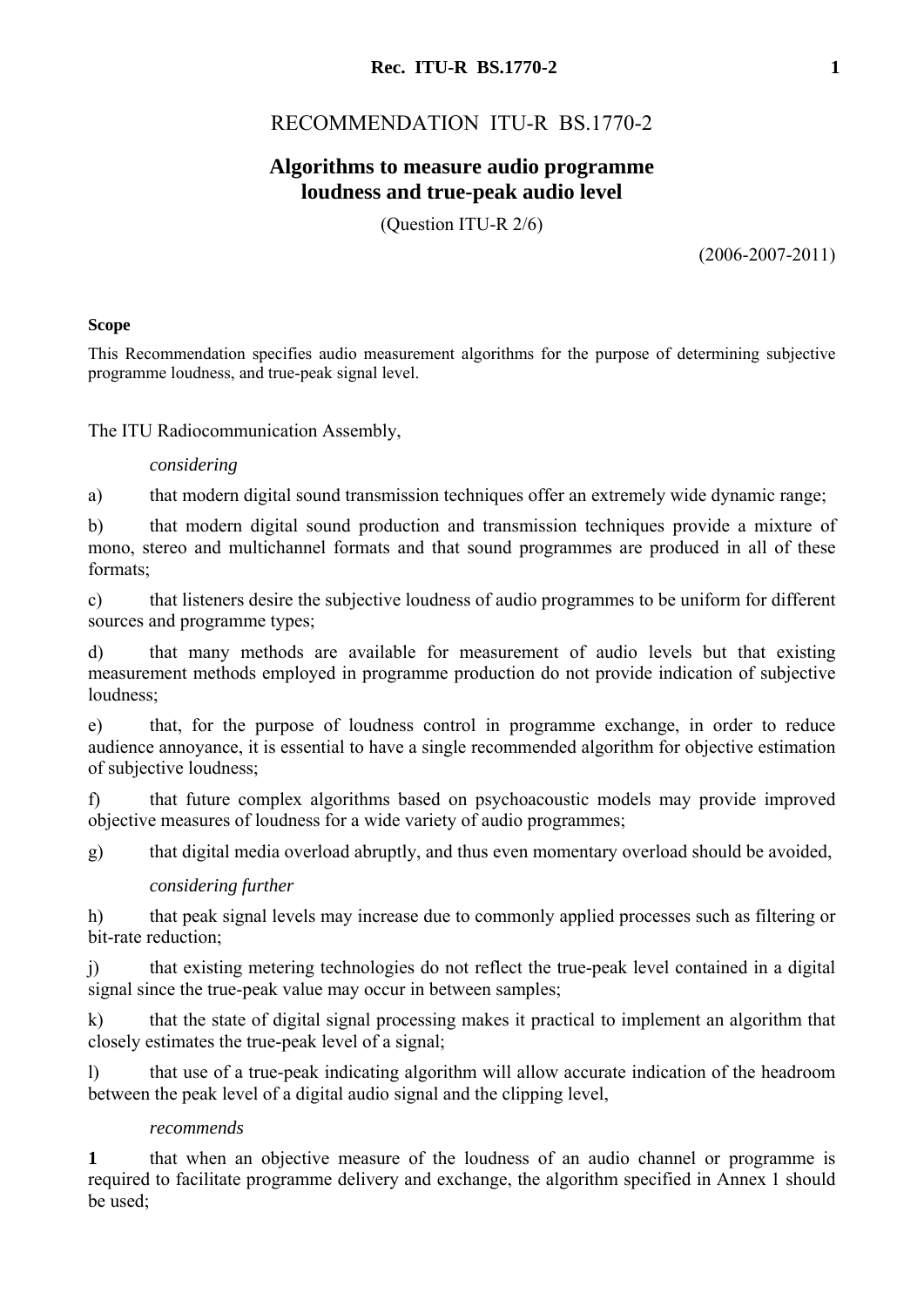# RECOMMENDATION ITU-R BS.1770-2

## Algorithms to measure audio programme loudness and true-peak audio level

(Question ITU-R 2/6)

(2006-2007-2011)

**Scope**

This Recommendation specifies audio measurement algorithms for the purpose of determining subjective programme loudness, and true-peak signal level.

The ITU Radiocommunication Assembly,

*considering*

a) that modern digital sound transmission techniques offer an extremely wide dynamic range;

b) that modern digital sound production and transmission techniques provide a mixture of mono, stereo and multichannel formats and that sound programmes are produced in all of these formats;

c) that listeners desire the subjective loudness of audio programmes to be uniform for different sources and programme types;

d) that many methods are available for measurement of audio levels but that existing measurement methods employed in programme production do not provide indication of subjective loudness;

e) that, for the purpose of loudness control in programme exchange, in order to reduce audience annoyance, it is essential to have a single recommended algorithm for objective estimation of subjective loudness;

f) that future complex algorithms based on psychoacoustic models may provide improved objective measures of loudness for a wide variety of audio programmes;

g) that digital media overload abruptly, and thus even momentary overload should be avoided,

*considering further*

h) that peak signal levels may increase due to commonly applied processes such as filtering or bit-rate reduction;

j) that existing metering technologies do not reflect the true-peak level contained in a digital signal since the true-peak value may occur in between samples;

k) that the state of digital signal processing makes it practical to implement an algorithm that closely estimates the true-peak level of a signal;

l) that use of a true-peak indicating algorithm will allow accurate indication of the headroom between the peak level of a digital audio signal and the clipping level,

*recommends*

**1** that when an objective measure of the loudness of an audio channel or programme is required to facilitate programme delivery and exchange, the algorithm specified in Annex 1 should be used;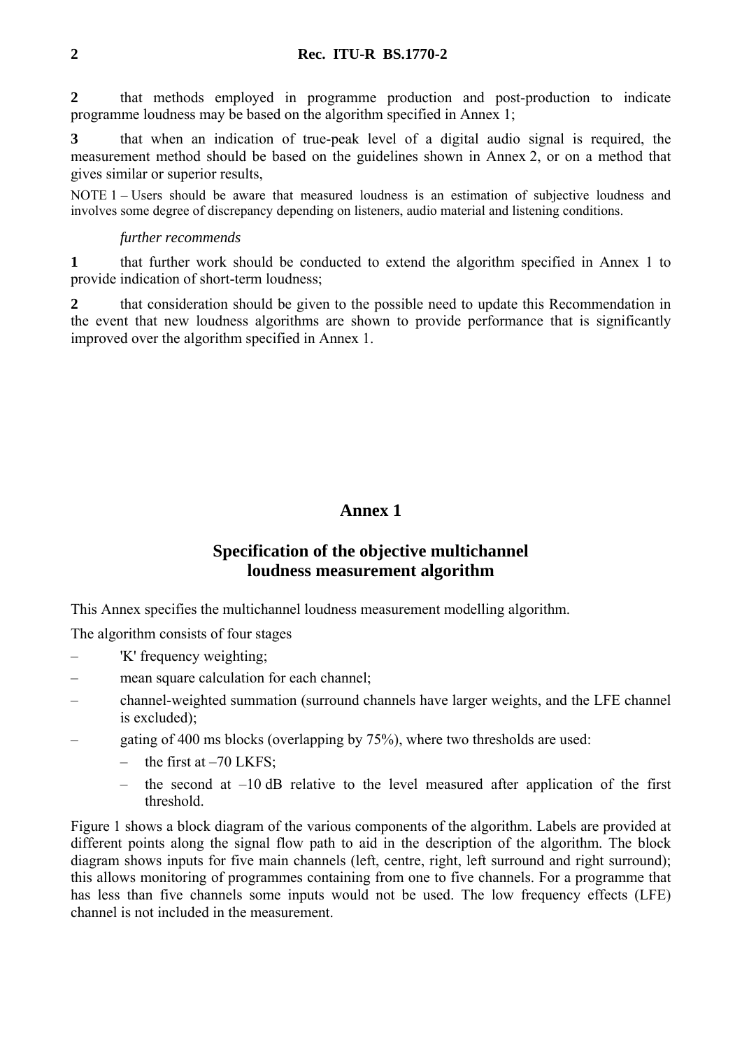**2** that methods employed in programme production and post-production to indicate programme loudness may be based on the algorithm specified in Annex 1;

**3** that when an indication of true-peak level of a digital audio signal is required, the measurement method should be based on the guidelines shown in Annex 2, or on a method that gives similar or superior results,

NOTE 1 – Users should be aware that measured loudness is an estimation of subjective loudness and involves some degree of discrepancy depending on listeners, audio material and listening conditions.

*further recommends*

**1** that further work should be conducted to extend the algorithm specified in Annex 1 to provide indication of short-term loudness;

**2** that consideration should be given to the possible need to update this Recommendation in the event that new loudness algorithms are shown to provide performance that is significantly improved over the algorithm specified in Annex 1.

## Annex 1

## Specification of the objective multichannel loudness measurement algorithm

This Annex specifies the multichannel loudness measurement modelling algorithm.

The algorithm consists of four stages

- 'K' frequency weighting;
- mean square calculation for each channel;
- channel-weighted summation (surround channels have larger weights, and the LFE channel is excluded);
- gating of 400 ms blocks (overlapping by 75%), where two thresholds are used:
  - the first at –70 LKFS;
  - the second at –10 dB relative to the level measured after application of the first threshold.

Figure 1 shows a block diagram of the various components of the algorithm. Labels are provided at different points along the signal flow path to aid in the description of the algorithm. The block diagram shows inputs for five main channels (left, centre, right, left surround and right surround); this allows monitoring of programmes containing from one to five channels. For a programme that has less than five channels some inputs would not be used. The low frequency effects (LFE) channel is not included in the measurement.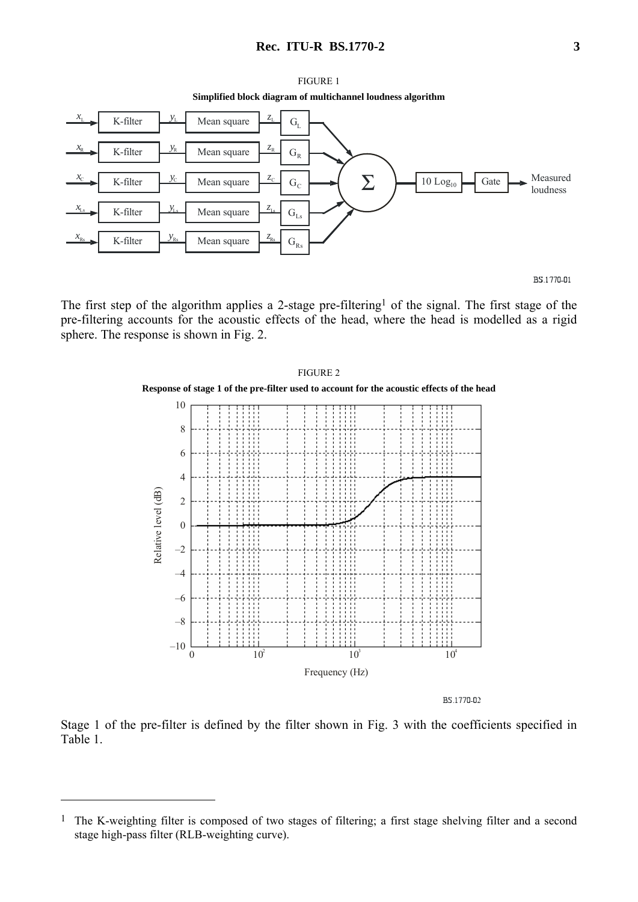FIGURE 1

**Simplified block diagram of multichannel loudness algorithm**

FIGURE 2

**Response of stage 1 of the pre-filter used to account for the acoustic effects of the head**

The first step of the algorithm applies a 2-stage pre-filtering[1] of the signal. The first stage of the pre-filtering accounts for the acoustic effects of the head, where the head is modelled as a rigid sphere. The response is shown in Fig. 2.

Stage 1 of the pre-filter is defined by the filter shown in Fig. 3 with the coefficients specified in Table 1.

---

[1] The K-weighting filter is composed of two stages of filtering; a first stage shelving filter and a second stage high-pass filter (RLB-weighting curve).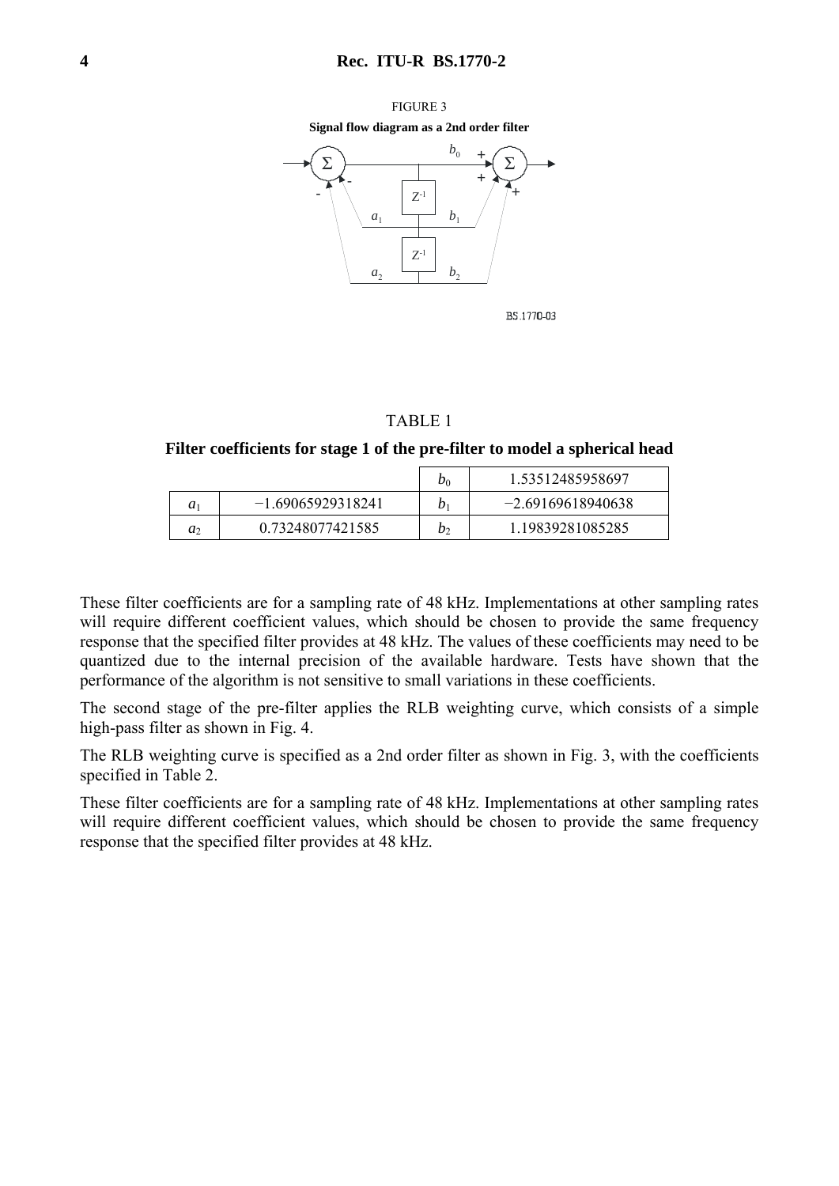FIGURE 3

**Signal flow diagram as a 2nd order filter**

BS.1770-03

TABLE 1

**Filter coefficients for stage 1 of the pre-filter to model a spherical head**

| | | | |
|---|---|---|---|
| | | $b_0$ | 1.53512485958697 |
| $a_1$ | −1.69065929318241 | $b_1$ | −2.69169618940638 |
| $a_2$ | 0.73248077421585 | $b_2$ | 1.19839281085285 |

These filter coefficients are for a sampling rate of 48 kHz. Implementations at other sampling rates will require different coefficient values, which should be chosen to provide the same frequency response that the specified filter provides at 48 kHz. The values of these coefficients may need to be quantized due to the internal precision of the available hardware. Tests have shown that the performance of the algorithm is not sensitive to small variations in these coefficients.

The second stage of the pre-filter applies the RLB weighting curve, which consists of a simple high-pass filter as shown in Fig. 4.

The RLB weighting curve is specified as a 2nd order filter as shown in Fig. 3, with the coefficients specified in Table 2.

These filter coefficients are for a sampling rate of 48 kHz. Implementations at other sampling rates will require different coefficient values, which should be chosen to provide the same frequency response that the specified filter provides at 48 kHz.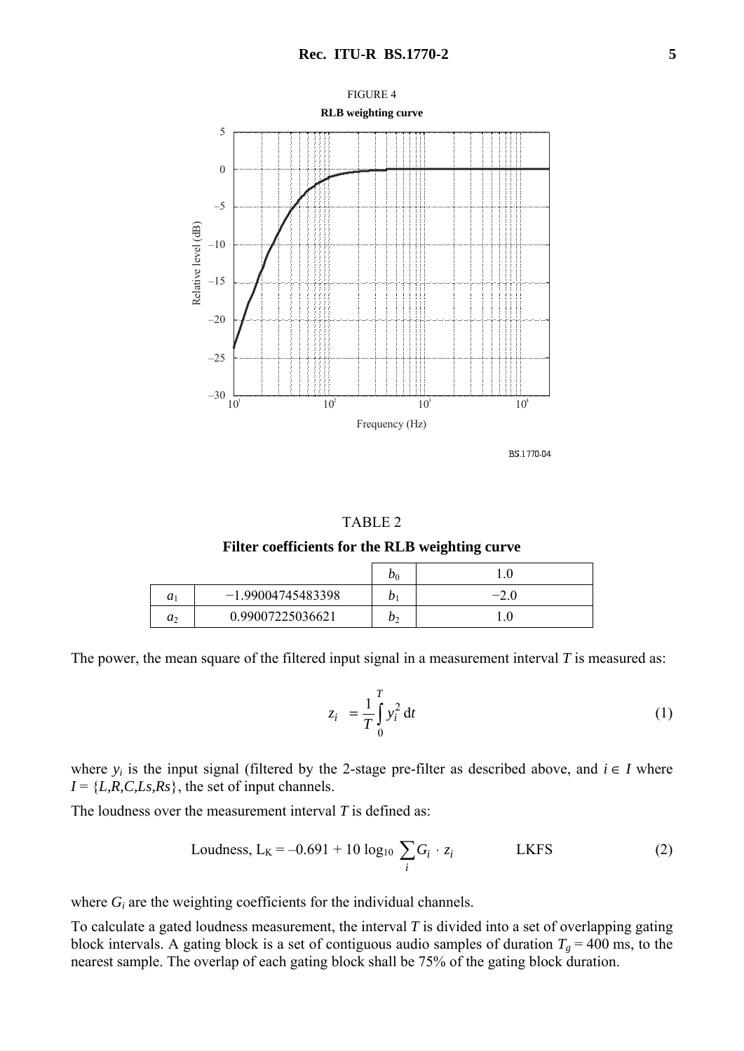FIGURE 4

**RLB weighting curve**

BS.1770-04

TABLE 2

**Filter coefficients for the RLB weighting curve**

| | | | |
|---|---|---|---|
| | | $b_0$ | 1.0 |
| $a_1$ | −1.99004745483398 | $b_1$ | −2.0 |
| $a_2$ | 0.99007225036621 | $b_2$ | 1.0 |

The power, the mean square of the filtered input signal in a measurement interval $T$ is measured as:

$$z_i = \frac{1}{T}\int_0^T y_i^2 \, \mathrm{d}t \qquad (1)$$

where $y_i$ is the input signal (filtered by the 2-stage pre-filter as described above, and $i \in I$ where $I = \{L,R,C,Ls,Rs\}$, the set of input channels.

The loudness over the measurement interval $T$ is defined as:

$$\text{Loudness, } L_K = -0.691 + 10 \log_{10} \sum_i G_i \cdot z_i \qquad \text{LKFS} \qquad (2)$$

where $G_i$ are the weighting coefficients for the individual channels.

To calculate a gated loudness measurement, the interval $T$ is divided into a set of overlapping gating block intervals. A gating block is a set of contiguous audio samples of duration $T_g = 400$ ms, to the nearest sample. The overlap of each gating block shall be 75% of the gating block duration.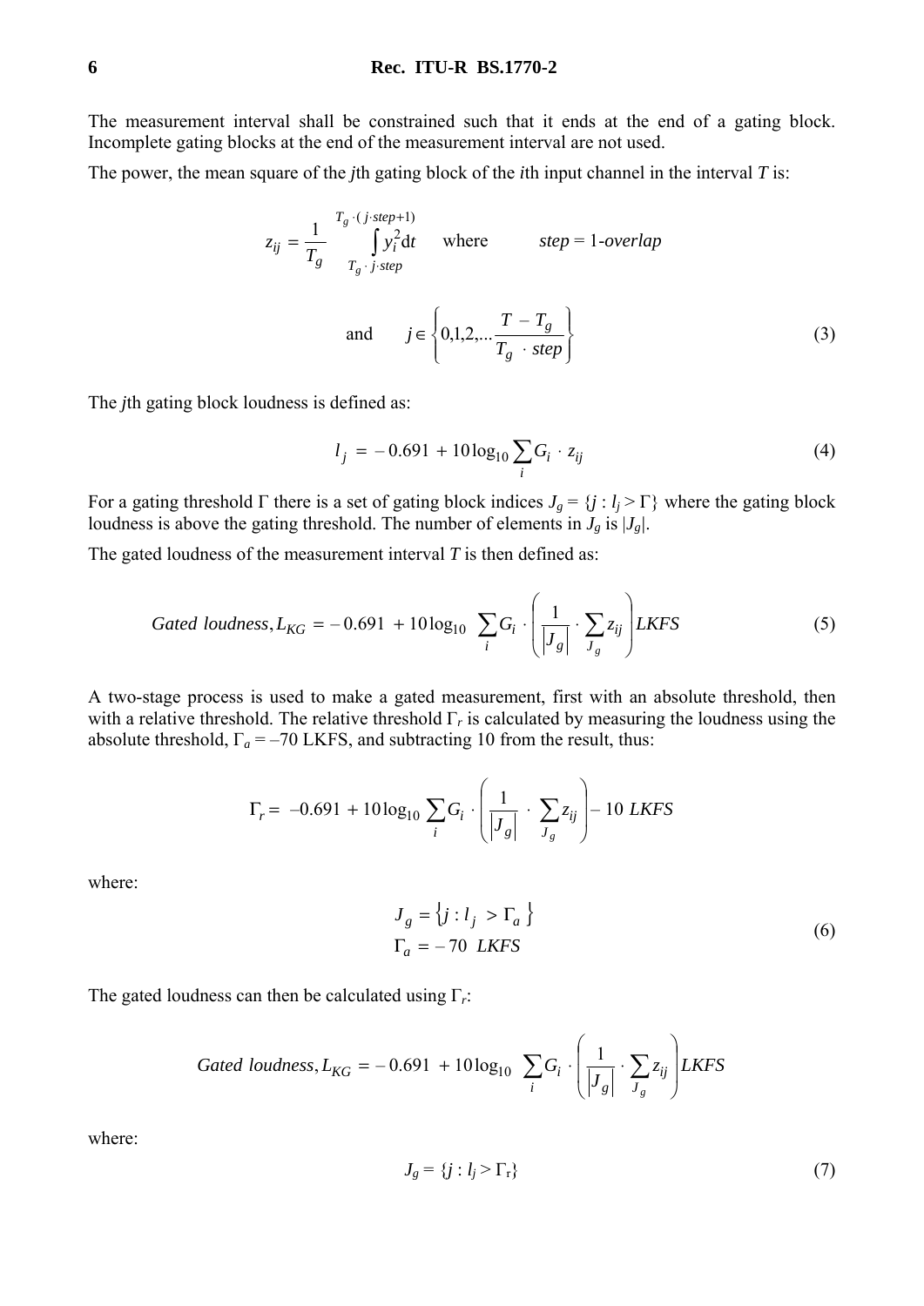The measurement interval shall be constrained such that it ends at the end of a gating block. Incomplete gating blocks at the end of the measurement interval are not used.

The power, the mean square of the $j$th gating block of the $i$th input channel in the interval $T$ is:

$$z_{ij} = \frac{1}{T_g} \int_{T_g \cdot j \cdot step}^{T_g \cdot (j \cdot step+1)} y_i^2 \mathrm{d}t \quad \text{where} \quad step = 1\text{-}overlap$$

$$\text{and} \quad j \in \left\{ 0,1,2,... \frac{T - T_g}{T_g \cdot step} \right\} \tag{3}$$

The $j$th gating block loudness is defined as:

$$l_j = -0.691 + 10 \log_{10} \sum_i G_i \cdot z_{ij} \tag{4}$$

For a gating threshold $\Gamma$ there is a set of gating block indices $J_g = \{j : l_j > \Gamma\}$ where the gating block loudness is above the gating threshold. The number of elements in $J_g$ is $|J_g|$.

The gated loudness of the measurement interval $T$ is then defined as:

$$Gated\ loudness, L_{KG} = -0.691 + 10 \log_{10} \sum_i G_i \cdot \left( \frac{1}{|J_g|} \cdot \sum_{J_g} z_{ij} \right) LKFS \tag{5}$$

A two-stage process is used to make a gated measurement, first with an absolute threshold, then with a relative threshold. The relative threshold $\Gamma_r$ is calculated by measuring the loudness using the absolute threshold, $\Gamma_a = -70$ LKFS, and subtracting 10 from the result, thus:

$$\Gamma_r = -0.691 + 10 \log_{10} \sum_i G_i \cdot \left( \frac{1}{|J_g|} \cdot \sum_{J_g} z_{ij} \right) - 10\ LKFS$$

where:

$$J_g = \{ j : l_j > \Gamma_a \}$$
$$\Gamma_a = -70\ LKFS \tag{6}$$

The gated loudness can then be calculated using $\Gamma_r$:

$$Gated\ loudness, L_{KG} = -0.691 + 10 \log_{10} \sum_i G_i \cdot \left( \frac{1}{|J_g|} \cdot \sum_{J_g} z_{ij} \right) LKFS$$

where:

$$J_g = \{ j : l_j > \Gamma_r \} \tag{7}$$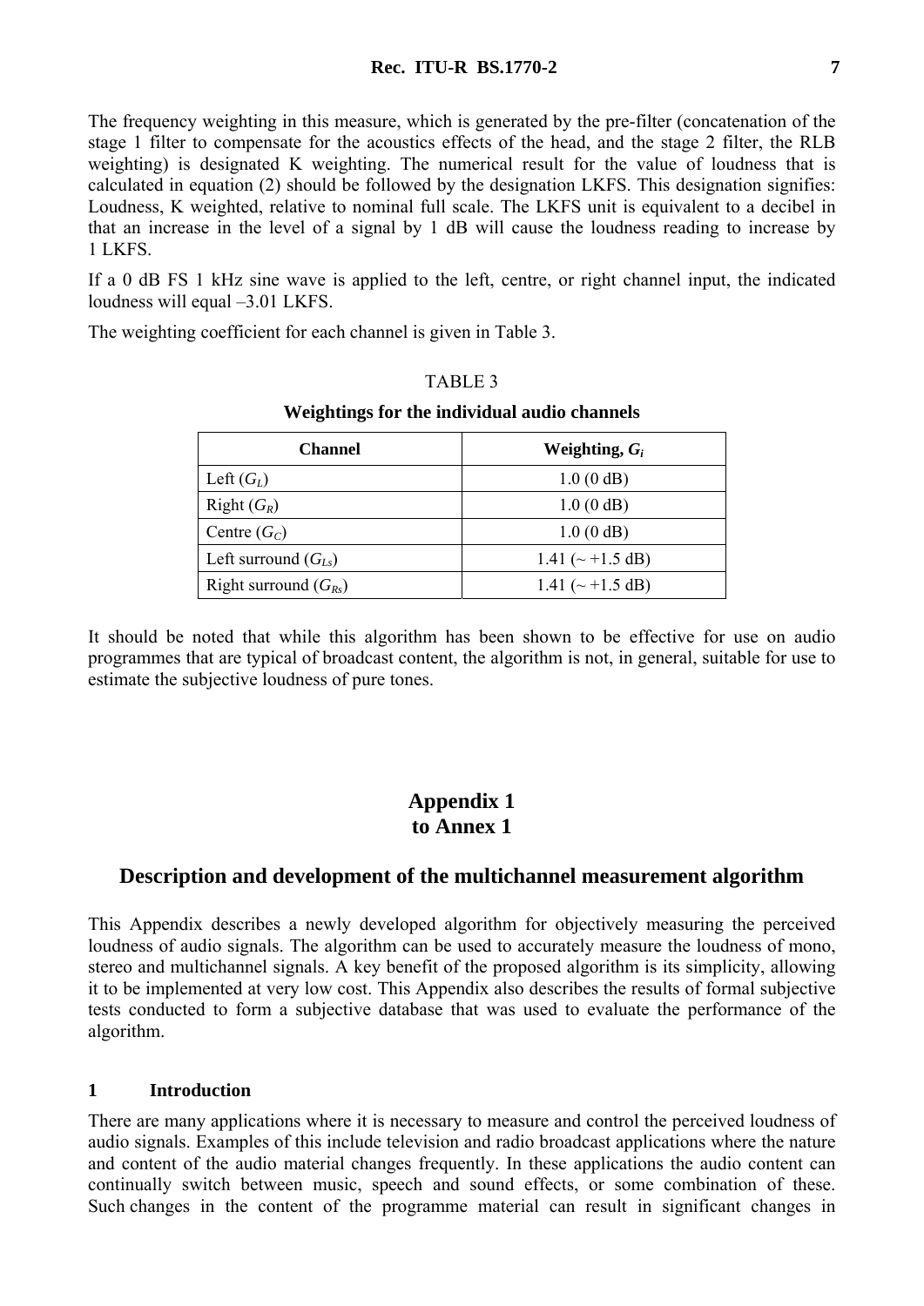The frequency weighting in this measure, which is generated by the pre-filter (concatenation of the stage 1 filter to compensate for the acoustics effects of the head, and the stage 2 filter, the RLB weighting) is designated K weighting. The numerical result for the value of loudness that is calculated in equation (2) should be followed by the designation LKFS. This designation signifies: Loudness, K weighted, relative to nominal full scale. The LKFS unit is equivalent to a decibel in that an increase in the level of a signal by 1 dB will cause the loudness reading to increase by 1 LKFS.

If a 0 dB FS 1 kHz sine wave is applied to the left, centre, or right channel input, the indicated loudness will equal –3.01 LKFS.

The weighting coefficient for each channel is given in Table 3.

TABLE 3

**Weightings for the individual audio channels**

| Channel | Weighting, $G_i$ |
|---|---|
| Left ($G_L$) | 1.0 (0 dB) |
| Right ($G_R$) | 1.0 (0 dB) |
| Centre ($G_C$) | 1.0 (0 dB) |
| Left surround ($G_{Ls}$) | 1.41 (~ +1.5 dB) |
| Right surround ($G_{Rs}$) | 1.41 (~ +1.5 dB) |

It should be noted that while this algorithm has been shown to be effective for use on audio programmes that are typical of broadcast content, the algorithm is not, in general, suitable for use to estimate the subjective loudness of pure tones.

# Appendix 1
# to Annex 1

## Description and development of the multichannel measurement algorithm

This Appendix describes a newly developed algorithm for objectively measuring the perceived loudness of audio signals. The algorithm can be used to accurately measure the loudness of mono, stereo and multichannel signals. A key benefit of the proposed algorithm is its simplicity, allowing it to be implemented at very low cost. This Appendix also describes the results of formal subjective tests conducted to form a subjective database that was used to evaluate the performance of the algorithm.

### 1 Introduction

There are many applications where it is necessary to measure and control the perceived loudness of audio signals. Examples of this include television and radio broadcast applications where the nature and content of the audio material changes frequently. In these applications the audio content can continually switch between music, speech and sound effects, or some combination of these. Such changes in the content of the programme material can result in significant changes in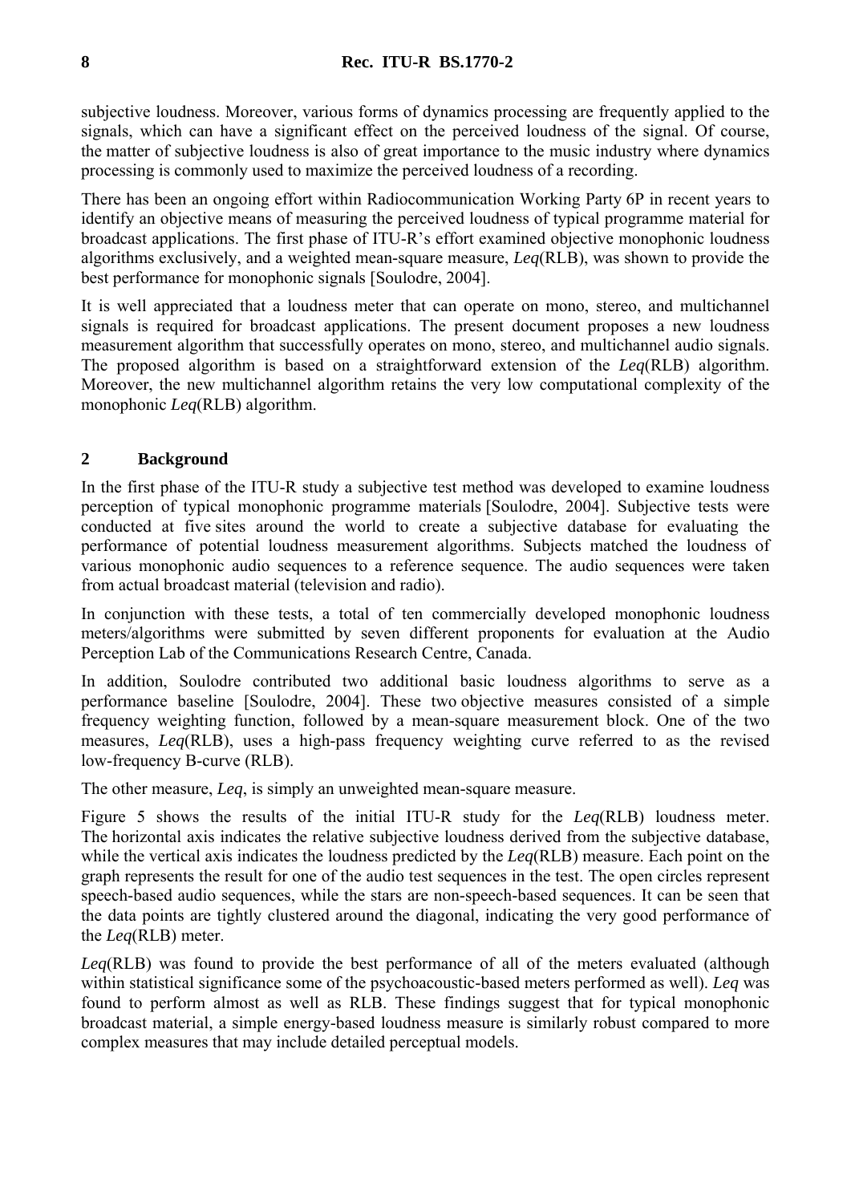subjective loudness. Moreover, various forms of dynamics processing are frequently applied to the signals, which can have a significant effect on the perceived loudness of the signal. Of course, the matter of subjective loudness is also of great importance to the music industry where dynamics processing is commonly used to maximize the perceived loudness of a recording.

There has been an ongoing effort within Radiocommunication Working Party 6P in recent years to identify an objective means of measuring the perceived loudness of typical programme material for broadcast applications. The first phase of ITU-R's effort examined objective monophonic loudness algorithms exclusively, and a weighted mean-square measure, *Leq*(RLB), was shown to provide the best performance for monophonic signals [Soulodre, 2004].

It is well appreciated that a loudness meter that can operate on mono, stereo, and multichannel signals is required for broadcast applications. The present document proposes a new loudness measurement algorithm that successfully operates on mono, stereo, and multichannel audio signals. The proposed algorithm is based on a straightforward extension of the *Leq*(RLB) algorithm. Moreover, the new multichannel algorithm retains the very low computational complexity of the monophonic *Leq*(RLB) algorithm.

## 2 Background

In the first phase of the ITU-R study a subjective test method was developed to examine loudness perception of typical monophonic programme materials [Soulodre, 2004]. Subjective tests were conducted at five sites around the world to create a subjective database for evaluating the performance of potential loudness measurement algorithms. Subjects matched the loudness of various monophonic audio sequences to a reference sequence. The audio sequences were taken from actual broadcast material (television and radio).

In conjunction with these tests, a total of ten commercially developed monophonic loudness meters/algorithms were submitted by seven different proponents for evaluation at the Audio Perception Lab of the Communications Research Centre, Canada.

In addition, Soulodre contributed two additional basic loudness algorithms to serve as a performance baseline [Soulodre, 2004]. These two objective measures consisted of a simple frequency weighting function, followed by a mean-square measurement block. One of the two measures, *Leq*(RLB), uses a high-pass frequency weighting curve referred to as the revised low-frequency B-curve (RLB).

The other measure, *Leq*, is simply an unweighted mean-square measure.

Figure 5 shows the results of the initial ITU-R study for the *Leq*(RLB) loudness meter. The horizontal axis indicates the relative subjective loudness derived from the subjective database, while the vertical axis indicates the loudness predicted by the *Leq*(RLB) measure. Each point on the graph represents the result for one of the audio test sequences in the test. The open circles represent speech-based audio sequences, while the stars are non-speech-based sequences. It can be seen that the data points are tightly clustered around the diagonal, indicating the very good performance of the *Leq*(RLB) meter.

*Leq*(RLB) was found to provide the best performance of all of the meters evaluated (although within statistical significance some of the psychoacoustic-based meters performed as well). *Leq* was found to perform almost as well as RLB. These findings suggest that for typical monophonic broadcast material, a simple energy-based loudness measure is similarly robust compared to more complex measures that may include detailed perceptual models.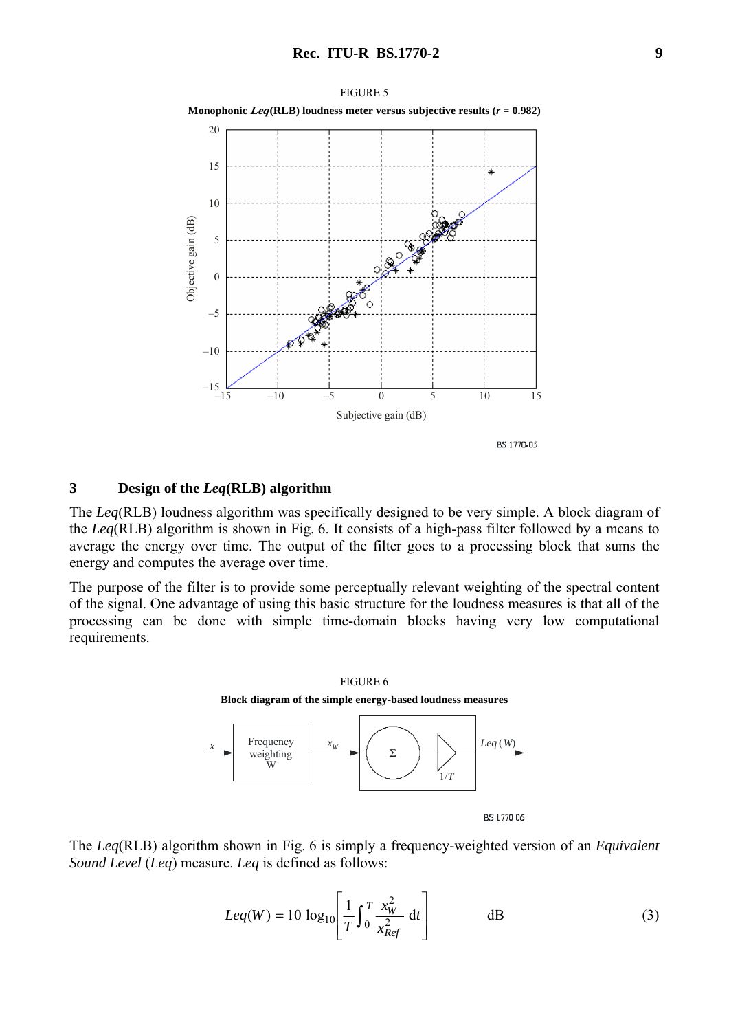FIGURE 5

**Monophonic *Leq*(RLB) loudness meter versus subjective results (*r* = 0.982)**

## 3 Design of the *Leq*(RLB) algorithm

The *Leq*(RLB) loudness algorithm was specifically designed to be very simple. A block diagram of the *Leq*(RLB) algorithm is shown in Fig. 6. It consists of a high-pass filter followed by a means to average the energy over time. The output of the filter goes to a processing block that sums the energy and computes the average over time.

The purpose of the filter is to provide some perceptually relevant weighting of the spectral content of the signal. One advantage of using this basic structure for the loudness measures is that all of the processing can be done with simple time-domain blocks having very low computational requirements.

FIGURE 6

**Block diagram of the simple energy-based loudness measures**

The *Leq*(RLB) algorithm shown in Fig. 6 is simply a frequency-weighted version of an *Equivalent Sound Level* (*Leq*) measure. *Leq* is defined as follows:

$$Leq(W) = 10 \log_{10}\left[\frac{1}{T}\int_0^T \frac{x_W^2}{x_{Ref}^2}\,\mathrm{d}t\right] \qquad \text{dB} \qquad (3)$$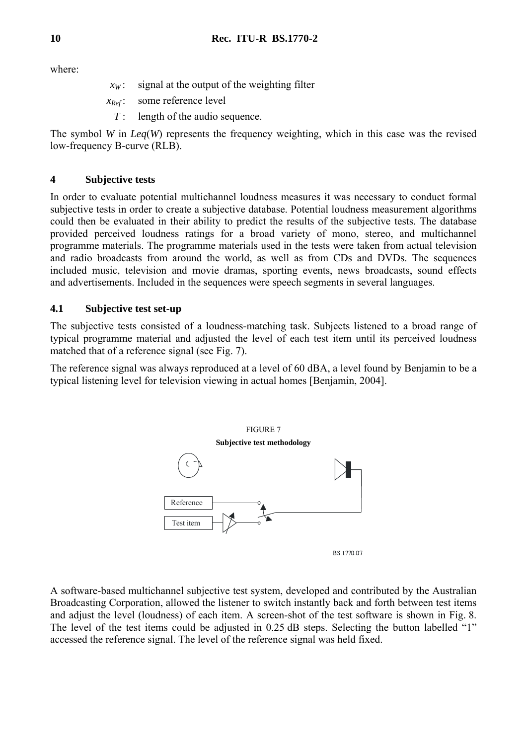where:

$x_W$ : signal at the output of the weighting filter

$x_{Ref}$ : some reference level

$T$ : length of the audio sequence.

The symbol $W$ in $Leq(W)$ represents the frequency weighting, which in this case was the revised low-frequency B-curve (RLB).

## 4 Subjective tests

In order to evaluate potential multichannel loudness measures it was necessary to conduct formal subjective tests in order to create a subjective database. Potential loudness measurement algorithms could then be evaluated in their ability to predict the results of the subjective tests. The database provided perceived loudness ratings for a broad variety of mono, stereo, and multichannel programme materials. The programme materials used in the tests were taken from actual television and radio broadcasts from around the world, as well as from CDs and DVDs. The sequences included music, television and movie dramas, sporting events, news broadcasts, sound effects and advertisements. Included in the sequences were speech segments in several languages.

### 4.1 Subjective test set-up

The subjective tests consisted of a loudness-matching task. Subjects listened to a broad range of typical programme material and adjusted the level of each test item until its perceived loudness matched that of a reference signal (see Fig. 7).

The reference signal was always reproduced at a level of 60 dBA, a level found by Benjamin to be a typical listening level for television viewing in actual homes [Benjamin, 2004].

FIGURE 7

**Subjective test methodology**

Reference

Test item

BS.1770-07

A software-based multichannel subjective test system, developed and contributed by the Australian Broadcasting Corporation, allowed the listener to switch instantly back and forth between test items and adjust the level (loudness) of each item. A screen-shot of the test software is shown in Fig. 8. The level of the test items could be adjusted in 0.25 dB steps. Selecting the button labelled "1" accessed the reference signal. The level of the reference signal was held fixed.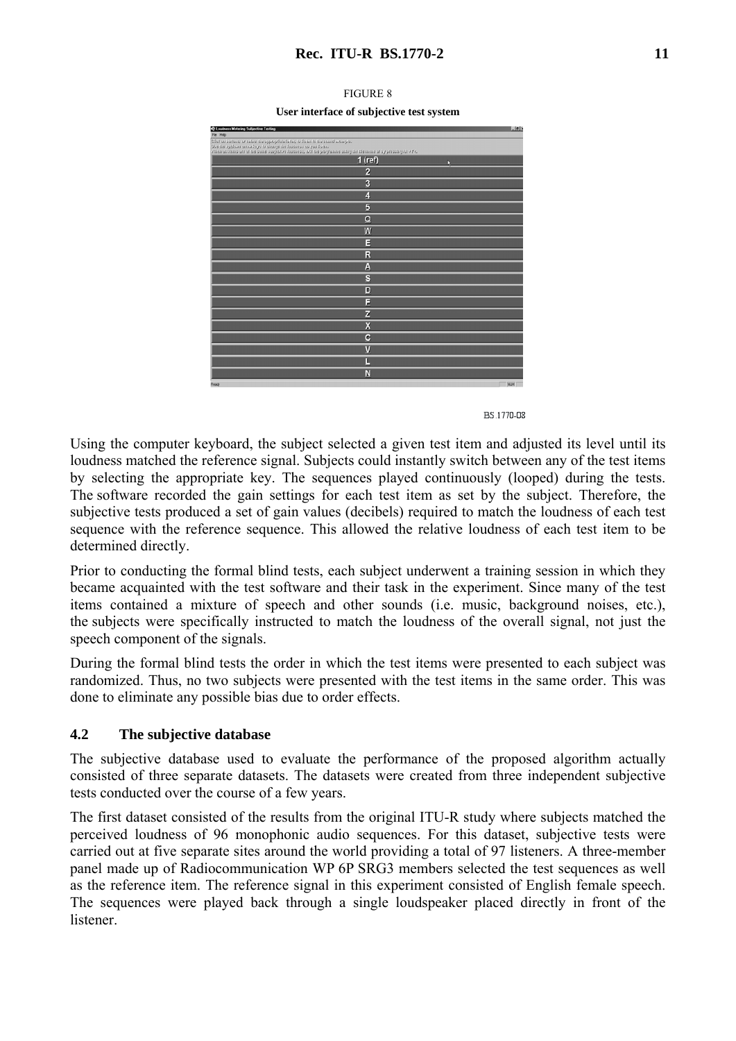FIGURE 8

**User interface of subjective test system**

Using the computer keyboard, the subject selected a given test item and adjusted its level until its loudness matched the reference signal. Subjects could instantly switch between any of the test items by selecting the appropriate key. The sequences played continuously (looped) during the tests. The software recorded the gain settings for each test item as set by the subject. Therefore, the subjective tests produced a set of gain values (decibels) required to match the loudness of each test sequence with the reference sequence. This allowed the relative loudness of each test item to be determined directly.

Prior to conducting the formal blind tests, each subject underwent a training session in which they became acquainted with the test software and their task in the experiment. Since many of the test items contained a mixture of speech and other sounds (i.e. music, background noises, etc.), the subjects were specifically instructed to match the loudness of the overall signal, not just the speech component of the signals.

During the formal blind tests the order in which the test items were presented to each subject was randomized. Thus, no two subjects were presented with the test items in the same order. This was done to eliminate any possible bias due to order effects.

### 4.2 The subjective database

The subjective database used to evaluate the performance of the proposed algorithm actually consisted of three separate datasets. The datasets were created from three independent subjective tests conducted over the course of a few years.

The first dataset consisted of the results from the original ITU-R study where subjects matched the perceived loudness of 96 monophonic audio sequences. For this dataset, subjective tests were carried out at five separate sites around the world providing a total of 97 listeners. A three-member panel made up of Radiocommunication WP 6P SRG3 members selected the test sequences as well as the reference item. The reference signal in this experiment consisted of English female speech. The sequences were played back through a single loudspeaker placed directly in front of the listener.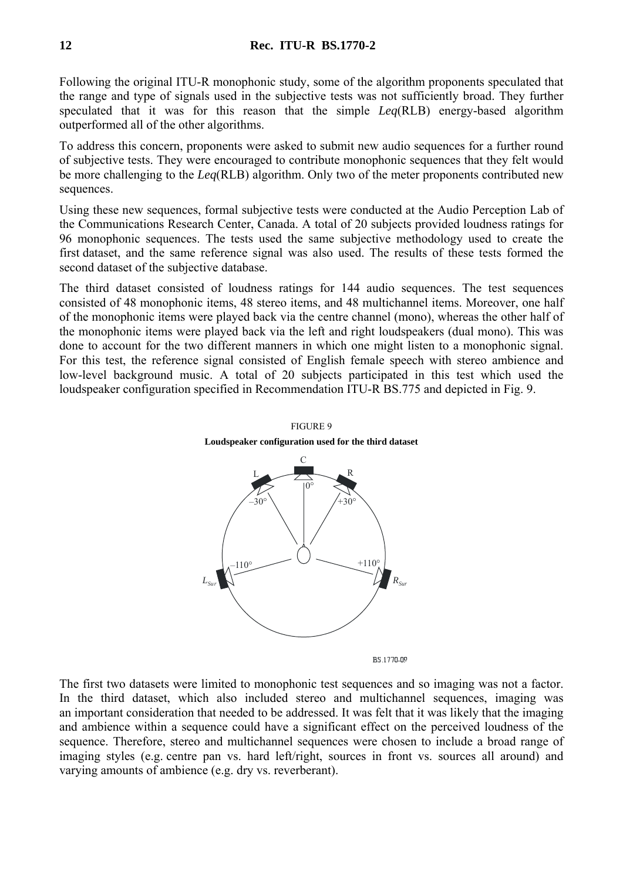Following the original ITU-R monophonic study, some of the algorithm proponents speculated that the range and type of signals used in the subjective tests was not sufficiently broad. They further speculated that it was for this reason that the simple *Leq*(RLB) energy-based algorithm outperformed all of the other algorithms.

To address this concern, proponents were asked to submit new audio sequences for a further round of subjective tests. They were encouraged to contribute monophonic sequences that they felt would be more challenging to the *Leq*(RLB) algorithm. Only two of the meter proponents contributed new sequences.

Using these new sequences, formal subjective tests were conducted at the Audio Perception Lab of the Communications Research Center, Canada. A total of 20 subjects provided loudness ratings for 96 monophonic sequences. The tests used the same subjective methodology used to create the first dataset, and the same reference signal was also used. The results of these tests formed the second dataset of the subjective database.

The third dataset consisted of loudness ratings for 144 audio sequences. The test sequences consisted of 48 monophonic items, 48 stereo items, and 48 multichannel items. Moreover, one half of the monophonic items were played back via the centre channel (mono), whereas the other half of the monophonic items were played back via the left and right loudspeakers (dual mono). This was done to account for the two different manners in which one might listen to a monophonic signal. For this test, the reference signal consisted of English female speech with stereo ambience and low-level background music. A total of 20 subjects participated in this test which used the loudspeaker configuration specified in Recommendation ITU-R BS.775 and depicted in Fig. 9.

FIGURE 9

**Loudspeaker configuration used for the third dataset**

The first two datasets were limited to monophonic test sequences and so imaging was not a factor. In the third dataset, which also included stereo and multichannel sequences, imaging was an important consideration that needed to be addressed. It was felt that it was likely that the imaging and ambience within a sequence could have a significant effect on the perceived loudness of the sequence. Therefore, stereo and multichannel sequences were chosen to include a broad range of imaging styles (e.g. centre pan vs. hard left/right, sources in front vs. sources all around) and varying amounts of ambience (e.g. dry vs. reverberant).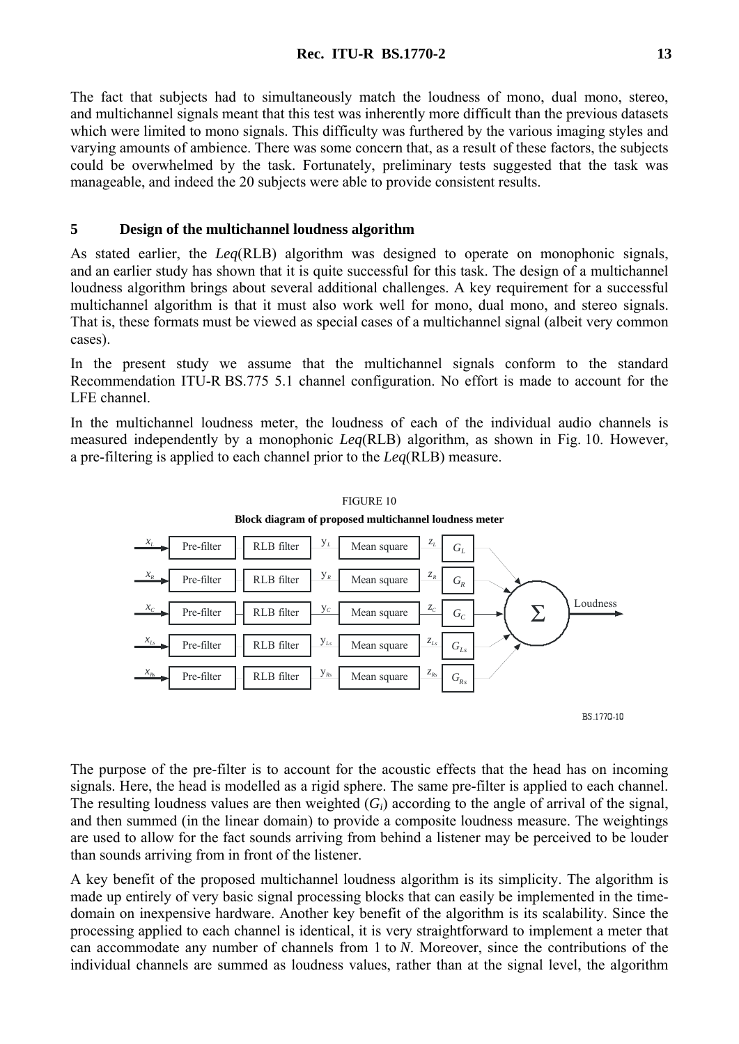The fact that subjects had to simultaneously match the loudness of mono, dual mono, stereo, and multichannel signals meant that this test was inherently more difficult than the previous datasets which were limited to mono signals. This difficulty was furthered by the various imaging styles and varying amounts of ambience. There was some concern that, as a result of these factors, the subjects could be overwhelmed by the task. Fortunately, preliminary tests suggested that the task was manageable, and indeed the 20 subjects were able to provide consistent results.

## 5 Design of the multichannel loudness algorithm

As stated earlier, the *Leq*(RLB) algorithm was designed to operate on monophonic signals, and an earlier study has shown that it is quite successful for this task. The design of a multichannel loudness algorithm brings about several additional challenges. A key requirement for a successful multichannel algorithm is that it must also work well for mono, dual mono, and stereo signals. That is, these formats must be viewed as special cases of a multichannel signal (albeit very common cases).

In the present study we assume that the multichannel signals conform to the standard Recommendation ITU-R BS.775 5.1 channel configuration. No effort is made to account for the LFE channel.

In the multichannel loudness meter, the loudness of each of the individual audio channels is measured independently by a monophonic *Leq*(RLB) algorithm, as shown in Fig. 10. However, a pre-filtering is applied to each channel prior to the *Leq*(RLB) measure.

FIGURE 10

**Block diagram of proposed multichannel loudness meter**

| Input | | | Output | | Output | Weight |
|---|---|---|---|---|---|---|
| $x_L$ | Pre-filter | RLB filter | $y_L$ | Mean square | $z_L$ | $G_L$ |
| $x_R$ | Pre-filter | RLB filter | $y_R$ | Mean square | $z_R$ | $G_R$ |
| $x_C$ | Pre-filter | RLB filter | $y_C$ | Mean square | $z_C$ | $G_C$ |
| $x_{Ls}$ | Pre-filter | RLB filter | $y_{Ls}$ | Mean square | $z_{Ls}$ | $G_{Ls}$ |
| $x_{Rs}$ | Pre-filter | RLB filter | $y_{Rs}$ | Mean square | $z_{Rs}$ | $G_{Rs}$ |

All weighted outputs → $\Sigma$ → Loudness

BS.1770-10

The purpose of the pre-filter is to account for the acoustic effects that the head has on incoming signals. Here, the head is modelled as a rigid sphere. The same pre-filter is applied to each channel. The resulting loudness values are then weighted ($G_i$) according to the angle of arrival of the signal, and then summed (in the linear domain) to provide a composite loudness measure. The weightings are used to allow for the fact sounds arriving from behind a listener may be perceived to be louder than sounds arriving from in front of the listener.

A key benefit of the proposed multichannel loudness algorithm is its simplicity. The algorithm is made up entirely of very basic signal processing blocks that can easily be implemented in the time-domain on inexpensive hardware. Another key benefit of the algorithm is its scalability. Since the processing applied to each channel is identical, it is very straightforward to implement a meter that can accommodate any number of channels from 1 to $N$. Moreover, since the contributions of the individual channels are summed as loudness values, rather than at the signal level, the algorithm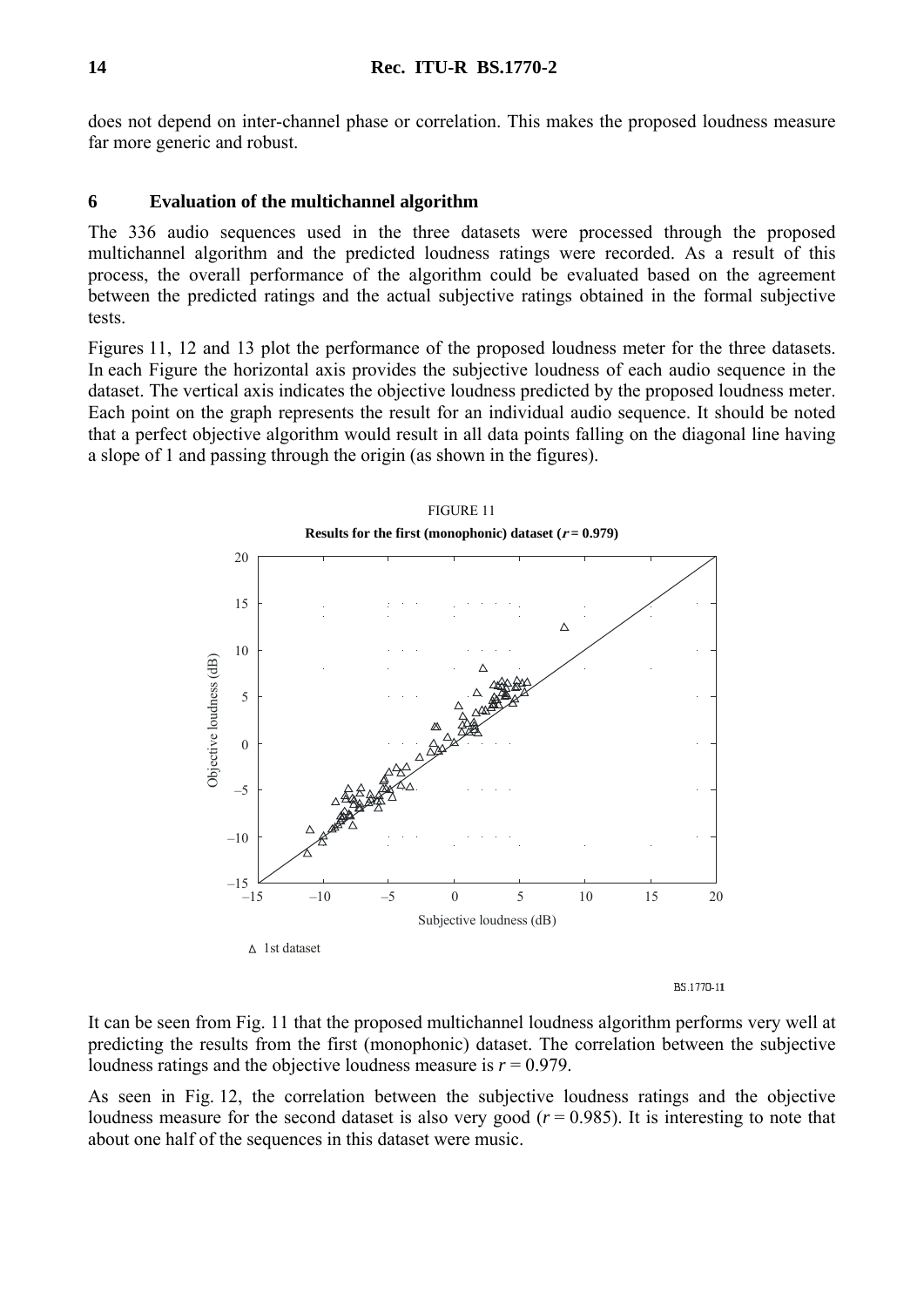does not depend on inter-channel phase or correlation. This makes the proposed loudness measure far more generic and robust.

## 6 Evaluation of the multichannel algorithm

The 336 audio sequences used in the three datasets were processed through the proposed multichannel algorithm and the predicted loudness ratings were recorded. As a result of this process, the overall performance of the algorithm could be evaluated based on the agreement between the predicted ratings and the actual subjective ratings obtained in the formal subjective tests.

Figures 11, 12 and 13 plot the performance of the proposed loudness meter for the three datasets. In each Figure the horizontal axis provides the subjective loudness of each audio sequence in the dataset. The vertical axis indicates the objective loudness predicted by the proposed loudness meter. Each point on the graph represents the result for an individual audio sequence. It should be noted that a perfect objective algorithm would result in all data points falling on the diagonal line having a slope of 1 and passing through the origin (as shown in the figures).

FIGURE 11

**Results for the first (monophonic) dataset (*r* = 0.979)**

BS.1770-11

It can be seen from Fig. 11 that the proposed multichannel loudness algorithm performs very well at predicting the results from the first (monophonic) dataset. The correlation between the subjective loudness ratings and the objective loudness measure is $r = 0.979$.

As seen in Fig. 12, the correlation between the subjective loudness ratings and the objective loudness measure for the second dataset is also very good ($r = 0.985$). It is interesting to note that about one half of the sequences in this dataset were music.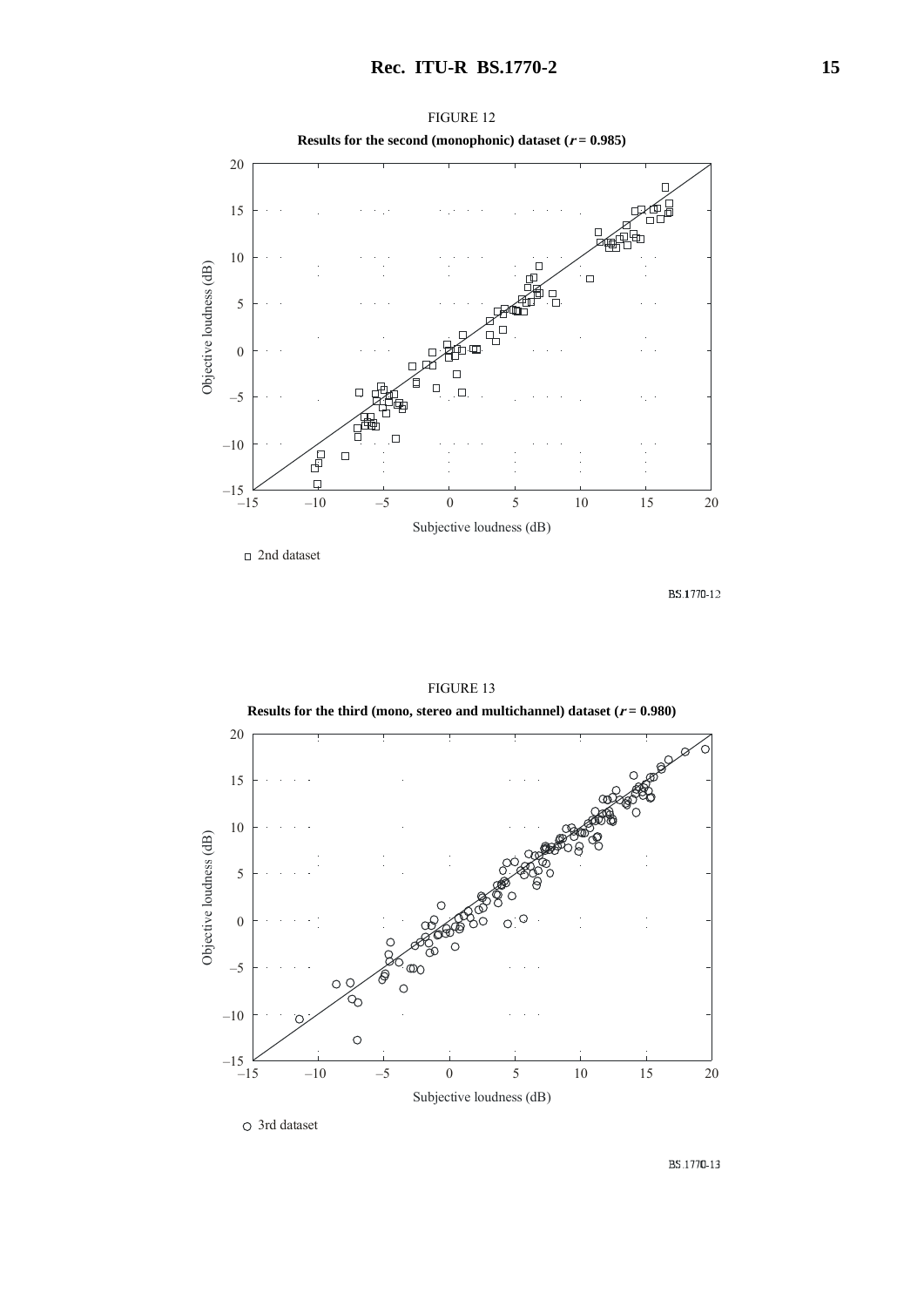FIGURE 12

**Results for the second (monophonic) dataset ($r$ = 0.985)**

Objective loudness (dB)

Subjective loudness (dB)

2nd dataset

BS.1770-12

FIGURE 13

**Results for the third (mono, stereo and multichannel) dataset ($r$ = 0.980)**

Objective loudness (dB)

Subjective loudness (dB)

3rd dataset

BS.1770-13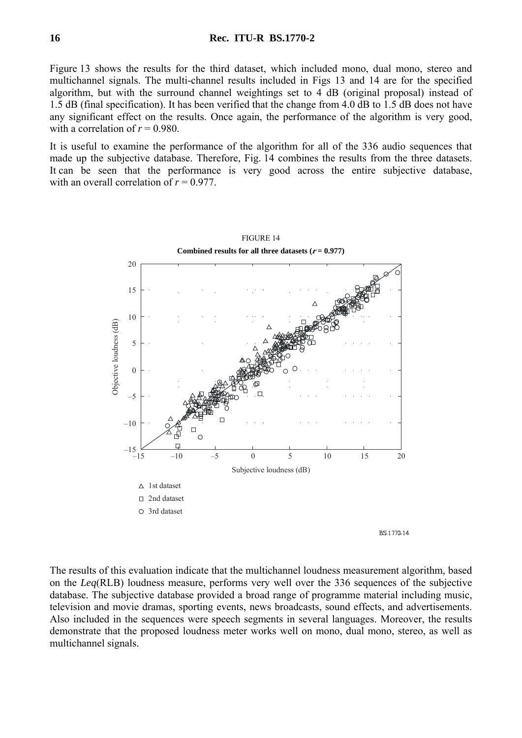Figure 13 shows the results for the third dataset, which included mono, dual mono, stereo and multichannel signals. The multi-channel results included in Figs 13 and 14 are for the specified algorithm, but with the surround channel weightings set to 4 dB (original proposal) instead of 1.5 dB (final specification). It has been verified that the change from 4.0 dB to 1.5 dB does not have any significant effect on the results. Once again, the performance of the algorithm is very good, with a correlation of $r = 0.980$.

It is useful to examine the performance of the algorithm for all of the 336 audio sequences that made up the subjective database. Therefore, Fig. 14 combines the results from the three datasets. It can be seen that the performance is very good across the entire subjective database, with an overall correlation of $r = 0.977$.

FIGURE 14

**Combined results for all three datasets ($r = 0.977$)**

The results of this evaluation indicate that the multichannel loudness measurement algorithm, based on the *Leq*(RLB) loudness measure, performs very well over the 336 sequences of the subjective database. The subjective database provided a broad range of programme material including music, television and movie dramas, sporting events, news broadcasts, sound effects, and advertisements. Also included in the sequences were speech segments in several languages. Moreover, the results demonstrate that the proposed loudness meter works well on mono, dual mono, stereo, as well as multichannel signals.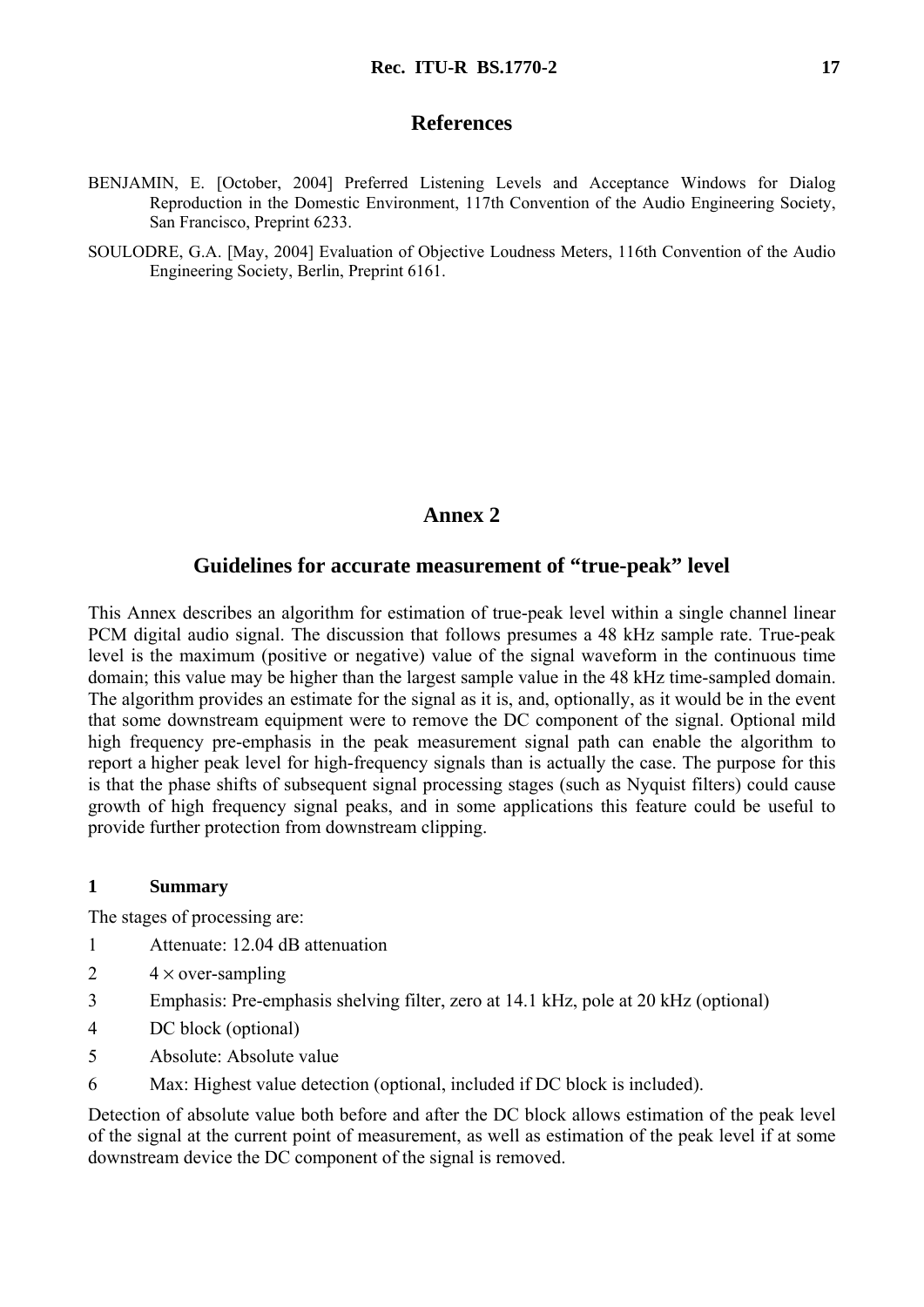## References

BENJAMIN, E. [October, 2004] Preferred Listening Levels and Acceptance Windows for Dialog Reproduction in the Domestic Environment, 117th Convention of the Audio Engineering Society, San Francisco, Preprint 6233.

SOULODRE, G.A. [May, 2004] Evaluation of Objective Loudness Meters, 116th Convention of the Audio Engineering Society, Berlin, Preprint 6161.

# Annex 2

## Guidelines for accurate measurement of "true-peak" level

This Annex describes an algorithm for estimation of true-peak level within a single channel linear PCM digital audio signal. The discussion that follows presumes a 48 kHz sample rate. True-peak level is the maximum (positive or negative) value of the signal waveform in the continuous time domain; this value may be higher than the largest sample value in the 48 kHz time-sampled domain. The algorithm provides an estimate for the signal as it is, and, optionally, as it would be in the event that some downstream equipment were to remove the DC component of the signal. Optional mild high frequency pre-emphasis in the peak measurement signal path can enable the algorithm to report a higher peak level for high-frequency signals than is actually the case. The purpose for this is that the phase shifts of subsequent signal processing stages (such as Nyquist filters) could cause growth of high frequency signal peaks, and in some applications this feature could be useful to provide further protection from downstream clipping.

### 1 Summary

The stages of processing are:

1. Attenuate: 12.04 dB attenuation
2. $4 \times$ over-sampling
3. Emphasis: Pre-emphasis shelving filter, zero at 14.1 kHz, pole at 20 kHz (optional)
4. DC block (optional)
5. Absolute: Absolute value
6. Max: Highest value detection (optional, included if DC block is included).

Detection of absolute value both before and after the DC block allows estimation of the peak level of the signal at the current point of measurement, as well as estimation of the peak level if at some downstream device the DC component of the signal is removed.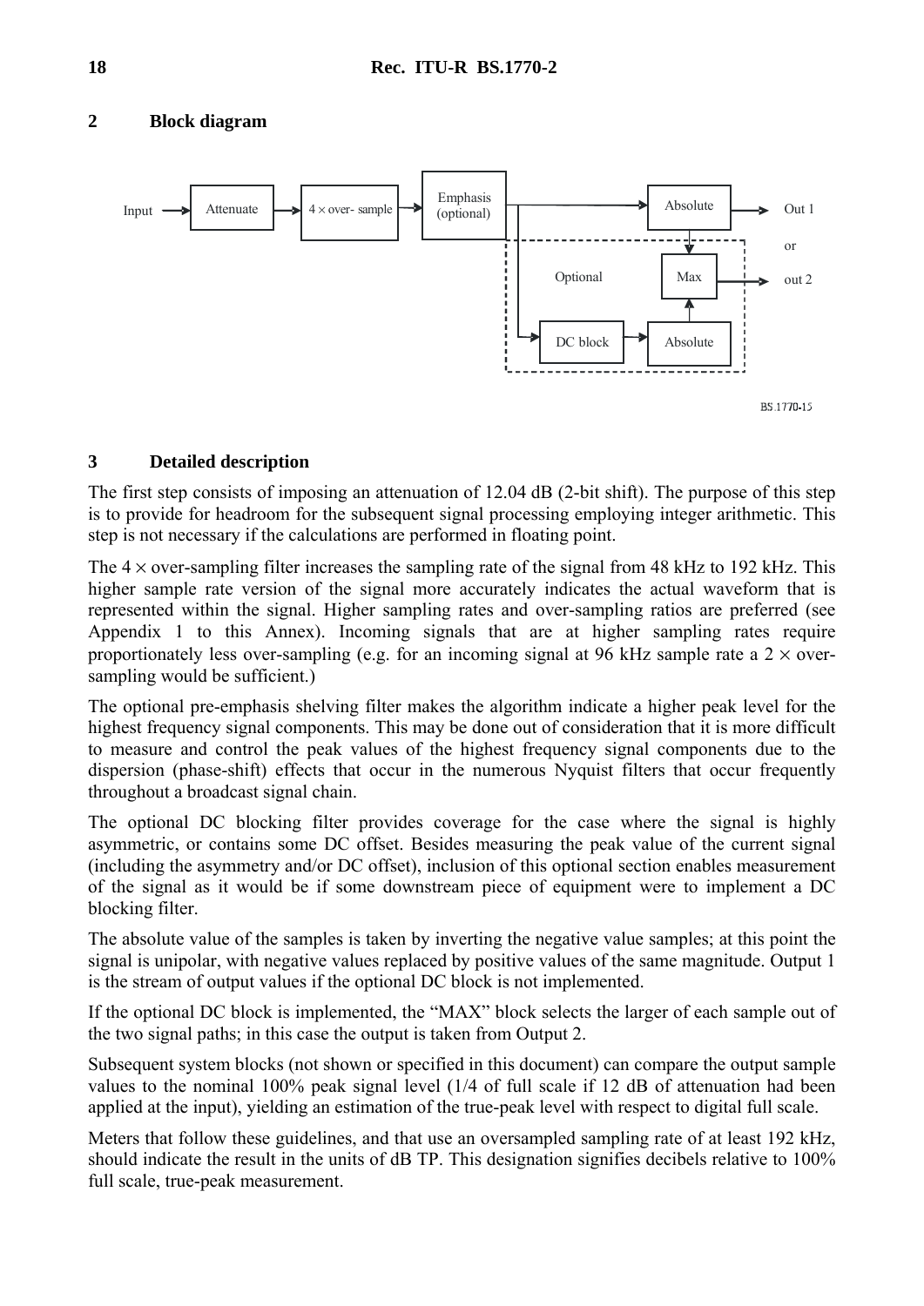## 2 Block diagram

## 3 Detailed description

The first step consists of imposing an attenuation of 12.04 dB (2-bit shift). The purpose of this step is to provide for headroom for the subsequent signal processing employing integer arithmetic. This step is not necessary if the calculations are performed in floating point.

The $4 \times$ over-sampling filter increases the sampling rate of the signal from 48 kHz to 192 kHz. This higher sample rate version of the signal more accurately indicates the actual waveform that is represented within the signal. Higher sampling rates and over-sampling ratios are preferred (see Appendix 1 to this Annex). Incoming signals that are at higher sampling rates require proportionately less over-sampling (e.g. for an incoming signal at 96 kHz sample rate a $2 \times$ over-sampling would be sufficient.)

The optional pre-emphasis shelving filter makes the algorithm indicate a higher peak level for the highest frequency signal components. This may be done out of consideration that it is more difficult to measure and control the peak values of the highest frequency signal components due to the dispersion (phase-shift) effects that occur in the numerous Nyquist filters that occur frequently throughout a broadcast signal chain.

The optional DC blocking filter provides coverage for the case where the signal is highly asymmetric, or contains some DC offset. Besides measuring the peak value of the current signal (including the asymmetry and/or DC offset), inclusion of this optional section enables measurement of the signal as it would be if some downstream piece of equipment were to implement a DC blocking filter.

The absolute value of the samples is taken by inverting the negative value samples; at this point the signal is unipolar, with negative values replaced by positive values of the same magnitude. Output 1 is the stream of output values if the optional DC block is not implemented.

If the optional DC block is implemented, the "MAX" block selects the larger of each sample out of the two signal paths; in this case the output is taken from Output 2.

Subsequent system blocks (not shown or specified in this document) can compare the output sample values to the nominal 100% peak signal level (1/4 of full scale if 12 dB of attenuation had been applied at the input), yielding an estimation of the true-peak level with respect to digital full scale.

Meters that follow these guidelines, and that use an oversampled sampling rate of at least 192 kHz, should indicate the result in the units of dB TP. This designation signifies decibels relative to 100% full scale, true-peak measurement.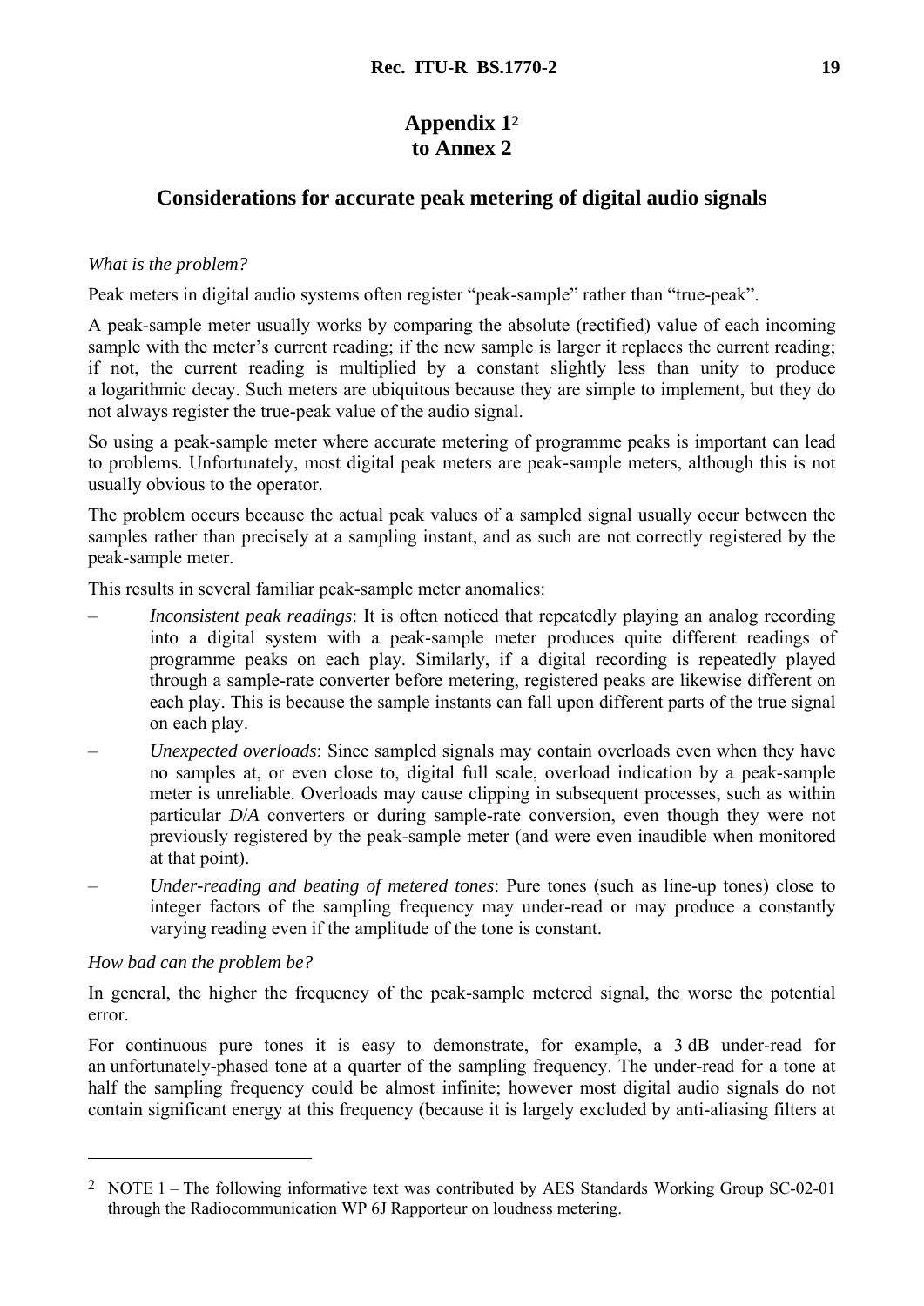# Appendix 1[2] to Annex 2

## Considerations for accurate peak metering of digital audio signals

*What is the problem?*

Peak meters in digital audio systems often register "peak-sample" rather than "true-peak".

A peak-sample meter usually works by comparing the absolute (rectified) value of each incoming sample with the meter's current reading; if the new sample is larger it replaces the current reading; if not, the current reading is multiplied by a constant slightly less than unity to produce a logarithmic decay. Such meters are ubiquitous because they are simple to implement, but they do not always register the true-peak value of the audio signal.

So using a peak-sample meter where accurate metering of programme peaks is important can lead to problems. Unfortunately, most digital peak meters are peak-sample meters, although this is not usually obvious to the operator.

The problem occurs because the actual peak values of a sampled signal usually occur between the samples rather than precisely at a sampling instant, and as such are not correctly registered by the peak-sample meter.

This results in several familiar peak-sample meter anomalies:

– *Inconsistent peak readings*: It is often noticed that repeatedly playing an analog recording into a digital system with a peak-sample meter produces quite different readings of programme peaks on each play. Similarly, if a digital recording is repeatedly played through a sample-rate converter before metering, registered peaks are likewise different on each play. This is because the sample instants can fall upon different parts of the true signal on each play.

– *Unexpected overloads*: Since sampled signals may contain overloads even when they have no samples at, or even close to, digital full scale, overload indication by a peak-sample meter is unreliable. Overloads may cause clipping in subsequent processes, such as within particular *D*/*A* converters or during sample-rate conversion, even though they were not previously registered by the peak-sample meter (and were even inaudible when monitored at that point).

– *Under-reading and beating of metered tones*: Pure tones (such as line-up tones) close to integer factors of the sampling frequency may under-read or may produce a constantly varying reading even if the amplitude of the tone is constant.

*How bad can the problem be?*

In general, the higher the frequency of the peak-sample metered signal, the worse the potential error.

For continuous pure tones it is easy to demonstrate, for example, a 3 dB under-read for an unfortunately-phased tone at a quarter of the sampling frequency. The under-read for a tone at half the sampling frequency could be almost infinite; however most digital audio signals do not contain significant energy at this frequency (because it is largely excluded by anti-aliasing filters at

---

[2] NOTE 1 – The following informative text was contributed by AES Standards Working Group SC-02-01 through the Radiocommunication WP 6J Rapporteur on loudness metering.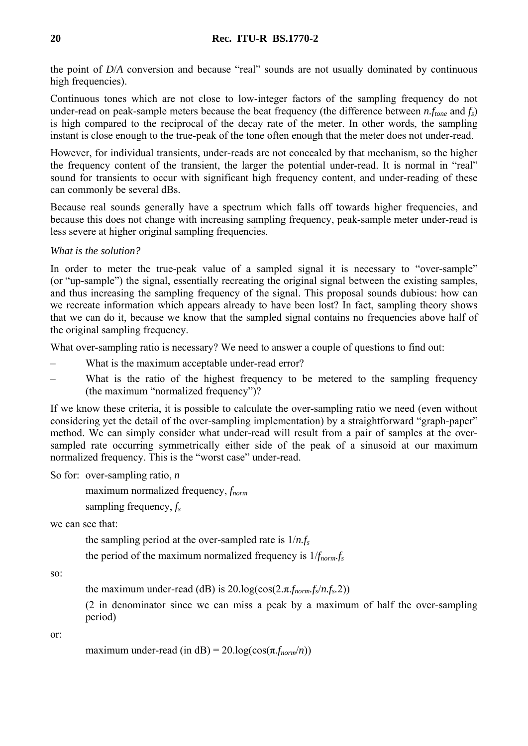the point of $D/A$ conversion and because "real" sounds are not usually dominated by continuous high frequencies).

Continuous tones which are not close to low-integer factors of the sampling frequency do not under-read on peak-sample meters because the beat frequency (the difference between $n.f_{tone}$ and $f_s$) is high compared to the reciprocal of the decay rate of the meter. In other words, the sampling instant is close enough to the true-peak of the tone often enough that the meter does not under-read.

However, for individual transients, under-reads are not concealed by that mechanism, so the higher the frequency content of the transient, the larger the potential under-read. It is normal in "real" sound for transients to occur with significant high frequency content, and under-reading of these can commonly be several dBs.

Because real sounds generally have a spectrum which falls off towards higher frequencies, and because this does not change with increasing sampling frequency, peak-sample meter under-read is less severe at higher original sampling frequencies.

*What is the solution?*

In order to meter the true-peak value of a sampled signal it is necessary to "over-sample" (or "up-sample") the signal, essentially recreating the original signal between the existing samples, and thus increasing the sampling frequency of the signal. This proposal sounds dubious: how can we recreate information which appears already to have been lost? In fact, sampling theory shows that we can do it, because we know that the sampled signal contains no frequencies above half of the original sampling frequency.

What over-sampling ratio is necessary? We need to answer a couple of questions to find out:

– What is the maximum acceptable under-read error?

– What is the ratio of the highest frequency to be metered to the sampling frequency (the maximum "normalized frequency")?

If we know these criteria, it is possible to calculate the over-sampling ratio we need (even without considering yet the detail of the over-sampling implementation) by a straightforward "graph-paper" method. We can simply consider what under-read will result from a pair of samples at the over-sampled rate occurring symmetrically either side of the peak of a sinusoid at our maximum normalized frequency. This is the "worst case" under-read.

So for: over-sampling ratio, $n$

maximum normalized frequency, $f_{norm}$

sampling frequency, $f_s$

we can see that:

the sampling period at the over-sampled rate is $1/n.f_s$

the period of the maximum normalized frequency is $1/f_{norm}.f_s$

so:

the maximum under-read (dB) is $20.\log(\cos(2.\pi.f_{norm}.f_s/n.f_s.2))$

(2 in denominator since we can miss a peak by a maximum of half the over-sampling period)

or:

maximum under-read (in dB) = $20.\log(\cos(\pi.f_{norm}/n))$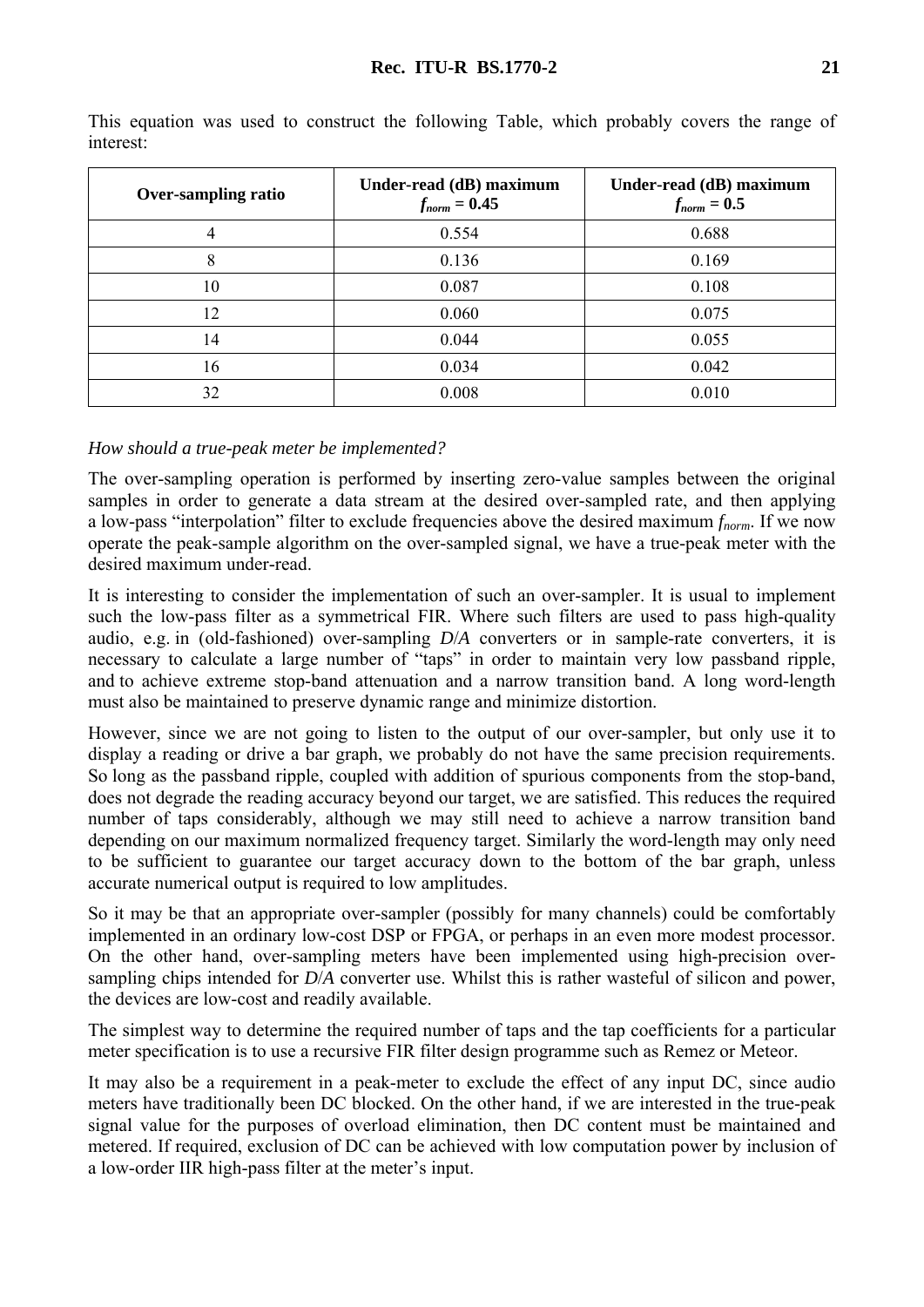This equation was used to construct the following Table, which probably covers the range of interest:

| Over-sampling ratio | Under-read (dB) maximum $f_{norm} = 0.45$ | Under-read (dB) maximum $f_{norm} = 0.5$ |
|---|---|---|
| 4 | 0.554 | 0.688 |
| 8 | 0.136 | 0.169 |
| 10 | 0.087 | 0.108 |
| 12 | 0.060 | 0.075 |
| 14 | 0.044 | 0.055 |
| 16 | 0.034 | 0.042 |
| 32 | 0.008 | 0.010 |

*How should a true-peak meter be implemented?*

The over-sampling operation is performed by inserting zero-value samples between the original samples in order to generate a data stream at the desired over-sampled rate, and then applying a low-pass "interpolation" filter to exclude frequencies above the desired maximum $f_{norm}$. If we now operate the peak-sample algorithm on the over-sampled signal, we have a true-peak meter with the desired maximum under-read.

It is interesting to consider the implementation of such an over-sampler. It is usual to implement such the low-pass filter as a symmetrical FIR. Where such filters are used to pass high-quality audio, e.g. in (old-fashioned) over-sampling *D*/*A* converters or in sample-rate converters, it is necessary to calculate a large number of "taps" in order to maintain very low passband ripple, and to achieve extreme stop-band attenuation and a narrow transition band. A long word-length must also be maintained to preserve dynamic range and minimize distortion.

However, since we are not going to listen to the output of our over-sampler, but only use it to display a reading or drive a bar graph, we probably do not have the same precision requirements. So long as the passband ripple, coupled with addition of spurious components from the stop-band, does not degrade the reading accuracy beyond our target, we are satisfied. This reduces the required number of taps considerably, although we may still need to achieve a narrow transition band depending on our maximum normalized frequency target. Similarly the word-length may only need to be sufficient to guarantee our target accuracy down to the bottom of the bar graph, unless accurate numerical output is required to low amplitudes.

So it may be that an appropriate over-sampler (possibly for many channels) could be comfortably implemented in an ordinary low-cost DSP or FPGA, or perhaps in an even more modest processor. On the other hand, over-sampling meters have been implemented using high-precision over-sampling chips intended for *D*/*A* converter use. Whilst this is rather wasteful of silicon and power, the devices are low-cost and readily available.

The simplest way to determine the required number of taps and the tap coefficients for a particular meter specification is to use a recursive FIR filter design programme such as Remez or Meteor.

It may also be a requirement in a peak-meter to exclude the effect of any input DC, since audio meters have traditionally been DC blocked. On the other hand, if we are interested in the true-peak signal value for the purposes of overload elimination, then DC content must be maintained and metered. If required, exclusion of DC can be achieved with low computation power by inclusion of a low-order IIR high-pass filter at the meter's input.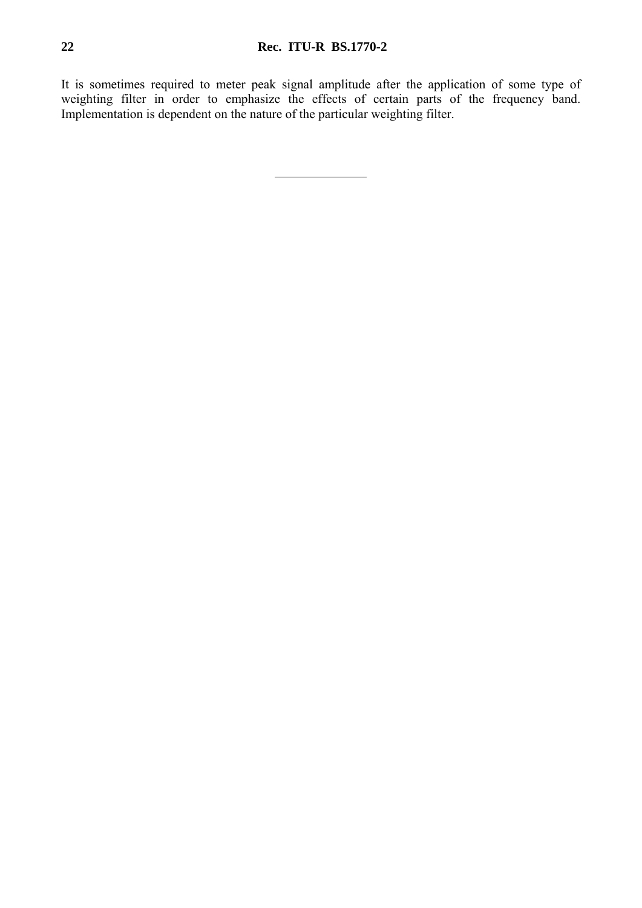It is sometimes required to meter peak signal amplitude after the application of some type of weighting filter in order to emphasize the effects of certain parts of the frequency band. Implementation is dependent on the nature of the particular weighting filter.

---